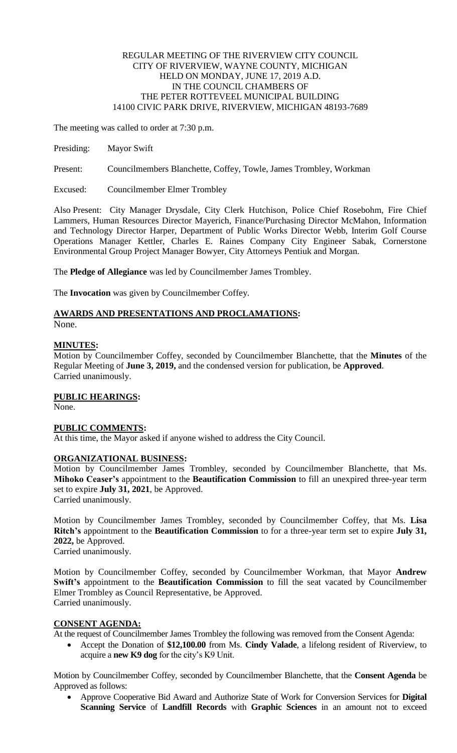REGULAR MEETING OF THE RIVERVIEW CITY COUNCIL
CITY OF RIVERVIEW, WAYNE COUNTY, MICHIGAN
HELD ON MONDAY, JUNE 17, 2019 A.D.
IN THE COUNCIL CHAMBERS OF
THE PETER ROTTEVEEL MUNICIPAL BUILDING
14100 CIVIC PARK DRIVE, RIVERVIEW, MICHIGAN 48193-7689

The meeting was called to order at 7:30 p.m.

Presiding: Mayor Swift

Present: Councilmembers Blanchette, Coffey, Towle, James Trombley, Workman

Excused: Councilmember Elmer Trombley

Also Present: City Manager Drysdale, City Clerk Hutchison, Police Chief Rosebohm, Fire Chief Lammers, Human Resources Director Mayerich, Finance/Purchasing Director McMahon, Information and Technology Director Harper, Department of Public Works Director Webb, Interim Golf Course Operations Manager Kettler, Charles E. Raines Company City Engineer Sabak, Cornerstone Environmental Group Project Manager Bowyer, City Attorneys Pentiuk and Morgan.

The **Pledge of Allegiance** was led by Councilmember James Trombley.

The **Invocation** was given by Councilmember Coffey.

**AWARDS AND PRESENTATIONS AND PROCLAMATIONS:**
None.

**MINUTES:**
Motion by Councilmember Coffey, seconded by Councilmember Blanchette, that the **Minutes** of the Regular Meeting of **June 3, 2019,** and the condensed version for publication, be **Approved**.
Carried unanimously.

**PUBLIC HEARINGS:**
None.

**PUBLIC COMMENTS:**
At this time, the Mayor asked if anyone wished to address the City Council.

**ORGANIZATIONAL BUSINESS:**
Motion by Councilmember James Trombley, seconded by Councilmember Blanchette, that Ms. **Mihoko Ceaser's** appointment to the **Beautification Commission** to fill an unexpired three-year term set to expire **July 31, 2021**, be Approved.
Carried unanimously.

Motion by Councilmember James Trombley, seconded by Councilmember Coffey, that Ms. **Lisa Ritch's** appointment to the **Beautification Commission** to for a three-year term set to expire **July 31, 2022,** be Approved.
Carried unanimously.

Motion by Councilmember Coffey, seconded by Councilmember Workman, that Mayor **Andrew Swift's** appointment to the **Beautification Commission** to fill the seat vacated by Councilmember Elmer Trombley as Council Representative, be Approved.
Carried unanimously.

**CONSENT AGENDA:**
At the request of Councilmember James Trombley the following was removed from the Consent Agenda:

- Accept the Donation of **$12,100.00** from Ms. **Cindy Valade**, a lifelong resident of Riverview, to acquire a **new K9 dog** for the city's K9 Unit.

Motion by Councilmember Coffey, seconded by Councilmember Blanchette, that the **Consent Agenda** be Approved as follows:

- Approve Cooperative Bid Award and Authorize State of Work for Conversion Services for **Digital Scanning Service** of **Landfill Records** with **Graphic Sciences** in an amount not to exceed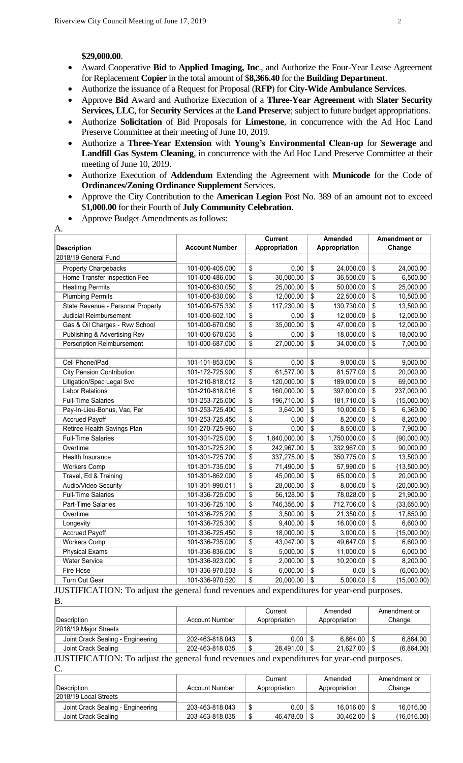**$29,000.00**.

- Award Cooperative **Bid** to **Applied Imaging, Inc**., and Authorize the Four-Year Lease Agreement for Replacement **Copier** in the total amount of $**8,366.40** for the **Building Department**.
- Authorize the issuance of a Request for Proposal (**RFP**) for **City-Wide Ambulance Services**.
- Approve **Bid** Award and Authorize Execution of a **Three-Year Agreement** with **Slater Security Services, LLC**, for **Security Services** at the **Land Preserve**; subject to future budget appropriations.
- Authorize **Solicitation** of Bid Proposals for **Limestone**, in concurrence with the Ad Hoc Land Preserve Committee at their meeting of June 10, 2019.
- Authorize a **Three-Year Extension** with **Young's Environmental Clean-up** for **Sewerage** and **Landfill Gas System Cleaning**, in concurrence with the Ad Hoc Land Preserve Committee at their meeting of June 10, 2019.
- Authorize Execution of **Addendum** Extending the Agreement with **Municode** for the Code of **Ordinances/Zoning Ordinance Supplement** Services.
- Approve the City Contribution to the **American Legion** Post No. 389 of an amount not to exceed $**1,000.00** for their Fourth of **July Community Celebration**.
- Approve Budget Amendments as follows:

A.

| Description | Account Number | Current Appropriation | Amended Appropriation | Amendment or Change |
|---|---|---|---|---|
| 2018/19 General Fund | | | | |
| Property Chargebacks | 101-000-405.000 | $ 0.00 | $ 24,000.00 | $ 24,000.00 |
| Home Transfer Inspection Fee | 101-000-486.000 | $ 30,000.00 | $ 36,500.00 | $ 6,500.00 |
| Heatimg Permits | 101-000-630.050 | $ 25,000.00 | $ 50,000.00 | $ 25,000.00 |
| Plumbing Permits | 101-000-630.060 | $ 12,000.00 | $ 22,500.00 | $ 10,500.00 |
| State Revenue - Personal Property | 101-000-575.330 | $ 117,230.00 | $ 130,730.00 | $ 13,500.00 |
| Judicial Reimbursement | 101-000-602.100 | $ 0.00 | $ 12,000.00 | $ 12,000.00 |
| Gas & Oil Charges - Rvw School | 101-000-670.080 | $ 35,000.00 | $ 47,000.00 | $ 12,000.00 |
| Publishing & Advertising Rev | 101-000-670.035 | $ 0.00 | $ 18,000.00 | $ 18,000.00 |
| Perscription Reimbursement | 101-000-687.000 | $ 27,000.00 | $ 34,000.00 | $ 7,000.00 |
| | | | | |
| Cell Phone/iPad | 101-101-853.000 | $ 0.00 | $ 9,000.00 | $ 9,000.00 |
| City Pension Contribution | 101-172-725.900 | $ 61,577.00 | $ 81,577.00 | $ 20,000.00 |
| Litigation/Spec Legal Svc | 101-210-818.012 | $ 120,000.00 | $ 189,000.00 | $ 69,000.00 |
| Labor Relations | 101-210-818.016 | $ 160,000.00 | $ 397,000.00 | $ 237,000.00 |
| Full-Time Salaries | 101-253-725.000 | $ 196,710.00 | $ 181,710.00 | $ (15,000.00) |
| Pay-In-Lieu-Bonus, Vac, Per | 101-253-725.400 | $ 3,640.00 | $ 10,000.00 | $ 6,360.00 |
| Accrued Payoff | 101-253-725.450 | $ 0.00 | $ 8,200.00 | $ 8,200.00 |
| Retiree Health Savings Plan | 101-270-725.960 | $ 0.00 | $ 8,500.00 | $ 7,900.00 |
| Full-Time Salaries | 101-301-725.000 | $ 1,840,000.00 | $ 1,750,000.00 | $ (90,000.00) |
| Overtime | 101-301-725.200 | $ 242,967.00 | $ 332,967.00 | $ 90,000.00 |
| Health Insurance | 101-301-725.700 | $ 337,275.00 | $ 350,775.00 | $ 13,500.00 |
| Workers Comp | 101-301-735.000 | $ 71,490.00 | $ 57,990.00 | $ (13,500.00) |
| Travel, Ed & Training | 101-301-862.000 | $ 45,000.00 | $ 65,000.00 | $ 20,000.00 |
| Audio/Video Security | 101-301-990.011 | $ 28,000.00 | $ 8,000.00 | $ (20,000.00) |
| Full-Time Salaries | 101-336-725.000 | $ 56,128.00 | $ 78,028.00 | $ 21,900.00 |
| Part-Time Salaries | 101-336-725.100 | $ 746,356.00 | $ 712,706.00 | $ (33,650.00) |
| Overtime | 101-336-725.200 | $ 3,500.00 | $ 21,350.00 | $ 17,850.00 |
| Longevity | 101-336-725.300 | $ 9,400.00 | $ 16,000.00 | $ 6,600.00 |
| Accrued Payoff | 101-336-725.450 | $ 18,000.00 | $ 3,000.00 | $ (15,000.00) |
| Workers Comp | 101-336-735.000 | $ 43,047.00 | $ 49,647.00 | $ 6,600.00 |
| Physical Exams | 101-336-836.000 | $ 5,000.00 | $ 11,000.00 | $ 6,000.00 |
| Water Service | 101-336-923.000 | $ 2,000.00 | $ 10,200.00 | $ 8,200.00 |
| Fire Hose | 101-336-970.503 | $ 6,000.00 | $ 0.00 | $ (6,000.00) |
| Turn Out Gear | 101-336-970.520 | $ 20,000.00 | $ 5,000.00 | $ (15,000.00) |

JUSTIFICATION: To adjust the general fund revenues and expenditures for year-end purposes.

B.

| Description | Account Number | Current Appropriation | Amended Appropriation | Amendment or Change |
|---|---|---|---|---|
| 2018/19 Major Streets | | | | |
| Joint Crack Sealing - Engineering | 202-463-818.043 | $ 0.00 | $ 6,864.00 | $ 6,864.00 |
| Joint Crack Sealing | 202-463-818.035 | $ 28,491.00 | $ 21,627.00 | $ (6,864.00) |

JUSTIFICATION: To adjust the general fund revenues and expenditures for year-end purposes.

C.

| Description | Account Number | Current Appropriation | Amended Appropriation | Amendment or Change |
|---|---|---|---|---|
| 2018/19 Local Streets | | | | |
| Joint Crack Sealing - Engineering | 203-463-818.043 | $ 0.00 | $ 16,016.00 | $ 16,016.00 |
| Joint Crack Sealing | 203-463-818.035 | $ 46,478.00 | $ 30,462.00 | $ (16,016.00) |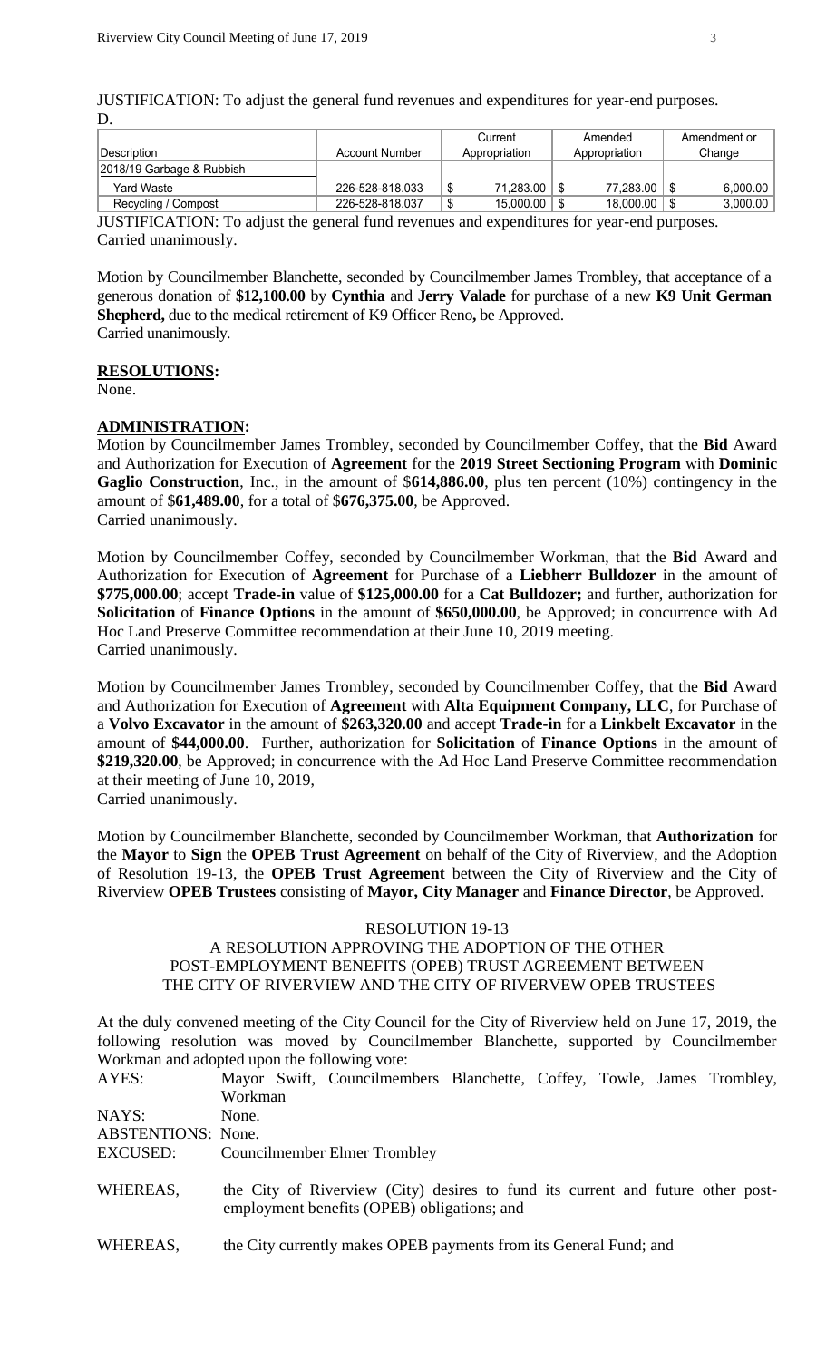JUSTIFICATION: To adjust the general fund revenues and expenditures for year-end purposes.

D.

| Description | Account Number | Current Appropriation | Amended Appropriation | Amendment or Change |
|---|---|---|---|---|
| 2018/19 Garbage & Rubbish | | | | |
| Yard Waste | 226-528-818.033 | $ 71,283.00 | $ 77,283.00 | $ 6,000.00 |
| Recycling / Compost | 226-528-818.037 | $ 15,000.00 | $ 18,000.00 | $ 3,000.00 |

JUSTIFICATION: To adjust the general fund revenues and expenditures for year-end purposes.
Carried unanimously.

Motion by Councilmember Blanchette, seconded by Councilmember James Trombley, that acceptance of a generous donation of **$12,100.00** by **Cynthia** and **Jerry Valade** for purchase of a new **K9 Unit German Shepherd,** due to the medical retirement of K9 Officer Reno**,** be Approved.
Carried unanimously.

**RESOLUTIONS:**

None.

**ADMINISTRATION:**

Motion by Councilmember James Trombley, seconded by Councilmember Coffey, that the **Bid** Award and Authorization for Execution of **Agreement** for the **2019 Street Sectioning Program** with **Dominic Gaglio Construction**, Inc., in the amount of $**614,886.00**, plus ten percent (10%) contingency in the amount of $**61,489.00**, for a total of $**676,375.00**, be Approved.
Carried unanimously.

Motion by Councilmember Coffey, seconded by Councilmember Workman, that the **Bid** Award and Authorization for Execution of **Agreement** for Purchase of a **Liebherr Bulldozer** in the amount of **$775,000.00**; accept **Trade-in** value of **$125,000.00** for a **Cat Bulldozer;** and further, authorization for **Solicitation** of **Finance Options** in the amount of **$650,000.00**, be Approved; in concurrence with Ad Hoc Land Preserve Committee recommendation at their June 10, 2019 meeting.
Carried unanimously.

Motion by Councilmember James Trombley, seconded by Councilmember Coffey, that the **Bid** Award and Authorization for Execution of **Agreement** with **Alta Equipment Company, LLC**, for Purchase of a **Volvo Excavator** in the amount of **$263,320.00** and accept **Trade-in** for a **Linkbelt Excavator** in the amount of **$44,000.00**. Further, authorization for **Solicitation** of **Finance Options** in the amount of **$219,320.00**, be Approved; in concurrence with the Ad Hoc Land Preserve Committee recommendation at their meeting of June 10, 2019,
Carried unanimously.

Motion by Councilmember Blanchette, seconded by Councilmember Workman, that **Authorization** for the **Mayor** to **Sign** the **OPEB Trust Agreement** on behalf of the City of Riverview, and the Adoption of Resolution 19-13, the **OPEB Trust Agreement** between the City of Riverview and the City of Riverview **OPEB Trustees** consisting of **Mayor, City Manager** and **Finance Director**, be Approved.

RESOLUTION 19-13
A RESOLUTION APPROVING THE ADOPTION OF THE OTHER POST-EMPLOYMENT BENEFITS (OPEB) TRUST AGREEMENT BETWEEN THE CITY OF RIVERVIEW AND THE CITY OF RIVERVEW OPEB TRUSTEES

At the duly convened meeting of the City Council for the City of Riverview held on June 17, 2019, the following resolution was moved by Councilmember Blanchette, supported by Councilmember Workman and adopted upon the following vote:

AYES: Mayor Swift, Councilmembers Blanchette, Coffey, Towle, James Trombley, Workman

NAYS: None.

ABSTENTIONS: None.

EXCUSED: Councilmember Elmer Trombley

WHEREAS, the City of Riverview (City) desires to fund its current and future other post-employment benefits (OPEB) obligations; and

WHEREAS, the City currently makes OPEB payments from its General Fund; and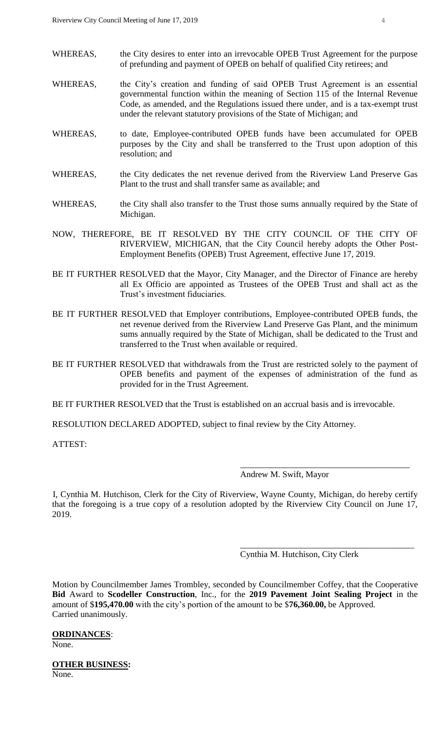WHEREAS, the City desires to enter into an irrevocable OPEB Trust Agreement for the purpose of prefunding and payment of OPEB on behalf of qualified City retirees; and

WHEREAS, the City's creation and funding of said OPEB Trust Agreement is an essential governmental function within the meaning of Section 115 of the Internal Revenue Code, as amended, and the Regulations issued there under, and is a tax-exempt trust under the relevant statutory provisions of the State of Michigan; and

WHEREAS, to date, Employee-contributed OPEB funds have been accumulated for OPEB purposes by the City and shall be transferred to the Trust upon adoption of this resolution; and

WHEREAS, the City dedicates the net revenue derived from the Riverview Land Preserve Gas Plant to the trust and shall transfer same as available; and

WHEREAS, the City shall also transfer to the Trust those sums annually required by the State of Michigan.

NOW, THEREFORE, BE IT RESOLVED BY THE CITY COUNCIL OF THE CITY OF RIVERVIEW, MICHIGAN, that the City Council hereby adopts the Other Post-Employment Benefits (OPEB) Trust Agreement, effective June 17, 2019.

BE IT FURTHER RESOLVED that the Mayor, City Manager, and the Director of Finance are hereby all Ex Officio are appointed as Trustees of the OPEB Trust and shall act as the Trust's investment fiduciaries.

BE IT FURTHER RESOLVED that Employer contributions, Employee-contributed OPEB funds, the net revenue derived from the Riverview Land Preserve Gas Plant, and the minimum sums annually required by the State of Michigan, shall be dedicated to the Trust and transferred to the Trust when available or required.

BE IT FURTHER RESOLVED that withdrawals from the Trust are restricted solely to the payment of OPEB benefits and payment of the expenses of administration of the fund as provided for in the Trust Agreement.

BE IT FURTHER RESOLVED that the Trust is established on an accrual basis and is irrevocable.

RESOLUTION DECLARED ADOPTED, subject to final review by the City Attorney.

ATTEST:

\_\_\_\_\_\_\_\_\_\_\_\_\_\_\_\_\_\_\_\_\_\_\_\_\_\_\_\_\_\_\_\_\_\_\_\_\_\_\_\_

Andrew M. Swift, Mayor

I, Cynthia M. Hutchison, Clerk for the City of Riverview, Wayne County, Michigan, do hereby certify that the foregoing is a true copy of a resolution adopted by the Riverview City Council on June 17, 2019.

\_\_\_\_\_\_\_\_\_\_\_\_\_\_\_\_\_\_\_\_\_\_\_\_\_\_\_\_\_\_\_\_\_\_\_\_\_\_\_\_

Cynthia M. Hutchison, City Clerk

Motion by Councilmember James Trombley, seconded by Councilmember Coffey, that the Cooperative **Bid** Award to **Scodeller Construction**, Inc., for the **2019 Pavement Joint Sealing Project** in the amount of $**195,470.00** with the city's portion of the amount to be $**76,360.00,** be Approved. Carried unanimously.

**ORDINANCES**:
None.

**OTHER BUSINESS:**
None.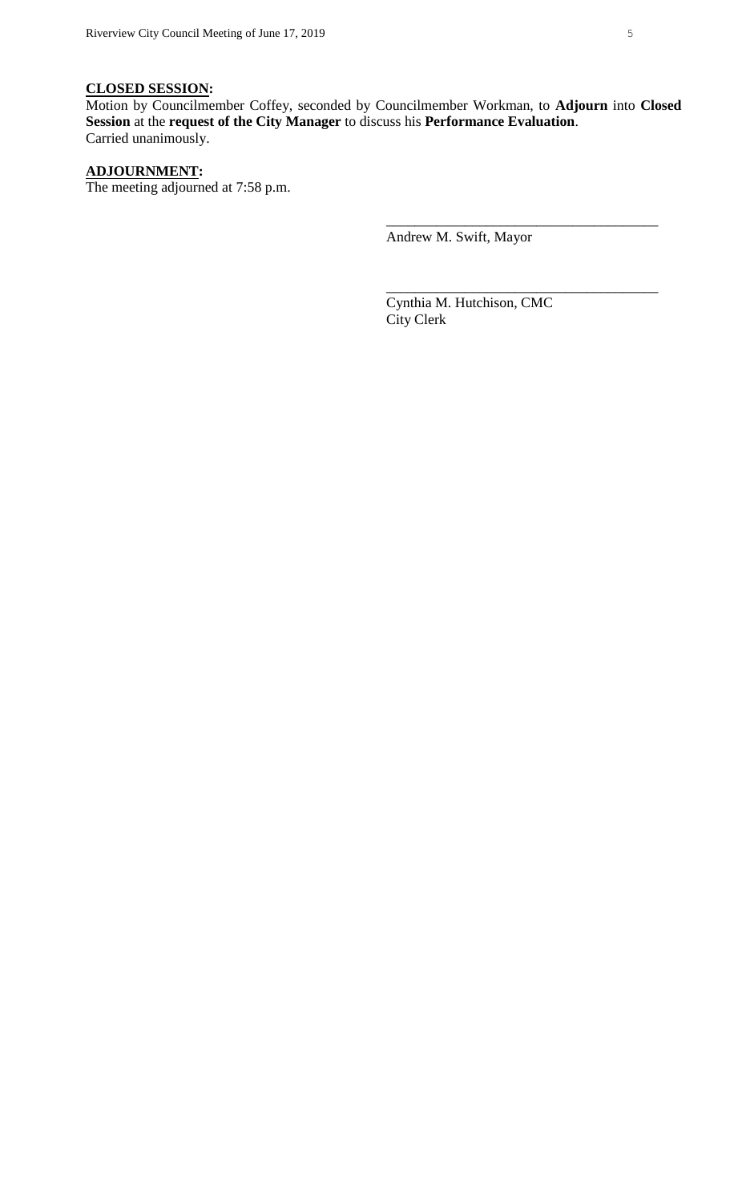**CLOSED SESSION:**

Motion by Councilmember Coffey, seconded by Councilmember Workman, to **Adjourn** into **Closed Session** at the **request of the City Manager** to discuss his **Performance Evaluation**.
Carried unanimously.

**ADJOURNMENT:**

The meeting adjourned at 7:58 p.m.

\_\_\_\_\_\_\_\_\_\_\_\_\_\_\_\_\_\_\_\_\_\_\_\_\_\_\_\_\_\_\_\_\_\_\_\_\_\_
Andrew M. Swift, Mayor

\_\_\_\_\_\_\_\_\_\_\_\_\_\_\_\_\_\_\_\_\_\_\_\_\_\_\_\_\_\_\_\_\_\_\_\_\_\_
Cynthia M. Hutchison, CMC
City Clerk